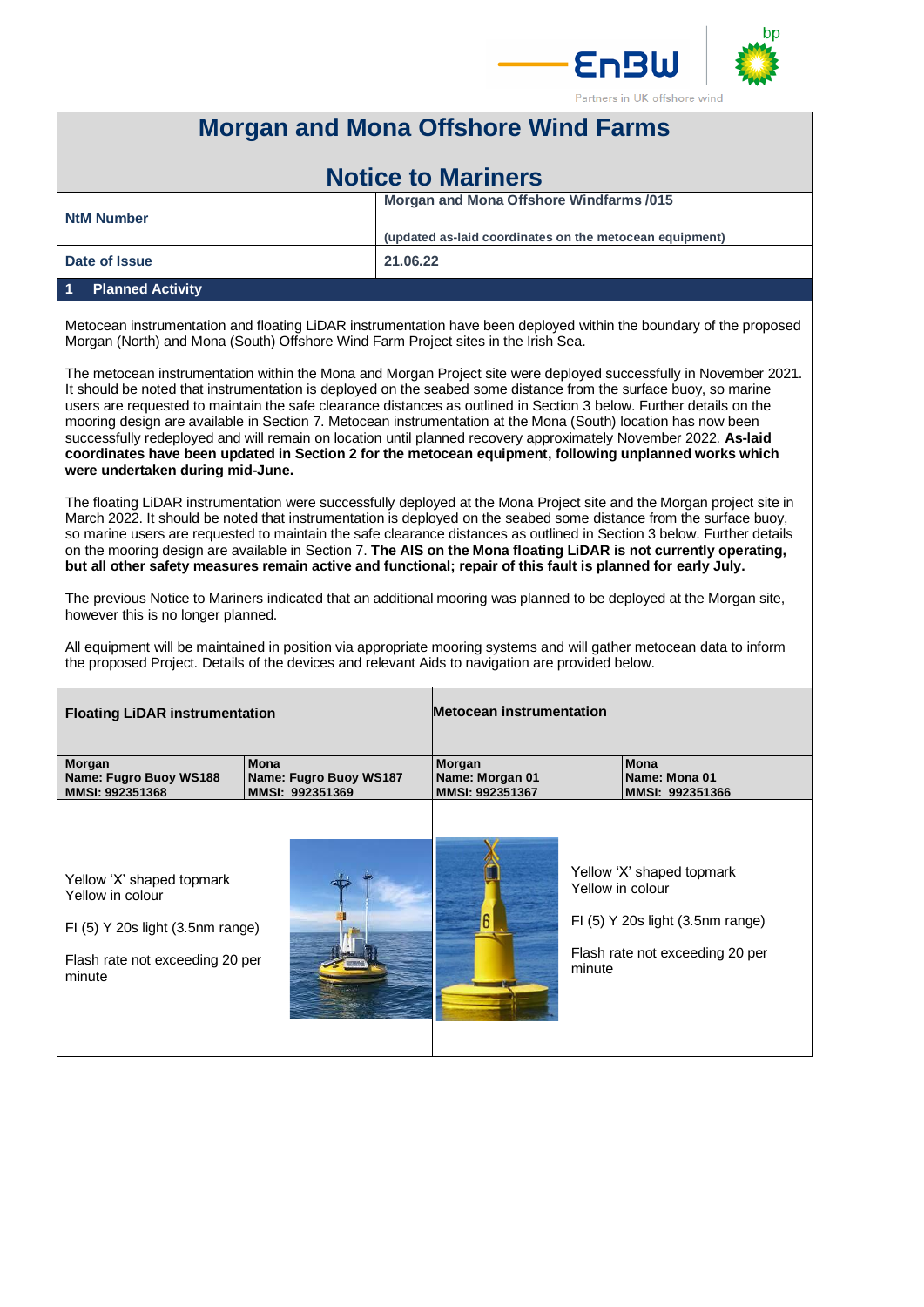# Morgan and Mona Offshore Wind Farms

# Notice to Mariners

| | |
|---|---|
| **NtM Number** | **Morgan and Mona Offshore Windfarms /015**<br><br>**(updated as-laid coordinates on the metocean equipment)** |
| **Date of Issue** | **21.06.22** |

## 1 Planned Activity

Metocean instrumentation and floating LiDAR instrumentation have been deployed within the boundary of the proposed Morgan (North) and Mona (South) Offshore Wind Farm Project sites in the Irish Sea.

The metocean instrumentation within the Mona and Morgan Project site were deployed successfully in November 2021. It should be noted that instrumentation is deployed on the seabed some distance from the surface buoy, so marine users are requested to maintain the safe clearance distances as outlined in Section 3 below. Further details on the mooring design are available in Section 7. Metocean instrumentation at the Mona (South) location has now been successfully redeployed and will remain on location until planned recovery approximately November 2022. **As-laid coordinates have been updated in Section 2 for the metocean equipment, following unplanned works which were undertaken during mid-June.**

The floating LiDAR instrumentation were successfully deployed at the Mona Project site and the Morgan project site in March 2022. It should be noted that instrumentation is deployed on the seabed some distance from the surface buoy, so marine users are requested to maintain the safe clearance distances as outlined in Section 3 below. Further details on the mooring design are available in Section 7. **The AIS on the Mona floating LiDAR is not currently operating, but all other safety measures remain active and functional; repair of this fault is planned for early July.**

The previous Notice to Mariners indicated that an additional mooring was planned to be deployed at the Morgan site, however this is no longer planned.

All equipment will be maintained in position via appropriate mooring systems and will gather metocean data to inform the proposed Project. Details of the devices and relevant Aids to navigation are provided below.

| **Floating LiDAR instrumentation** | | **Metocean instrumentation** | |
|---|---|---|---|
| **Morgan**<br>**Name: Fugro Buoy WS188**<br>**MMSI: 992351368** | **Mona**<br>**Name: Fugro Buoy WS187**<br>**MMSI: 992351369** | **Morgan**<br>**Name: Morgan 01**<br>**MMSI: 992351367** | **Mona**<br>**Name: Mona 01**<br>**MMSI: 992351366** |
| Yellow 'X' shaped topmark<br>Yellow in colour<br><br>Fl (5) Y 20s light (3.5nm range)<br><br>Flash rate not exceeding 20 per minute | | | Yellow 'X' shaped topmark<br>Yellow in colour<br><br>Fl (5) Y 20s light (3.5nm range)<br><br>Flash rate not exceeding 20 per minute |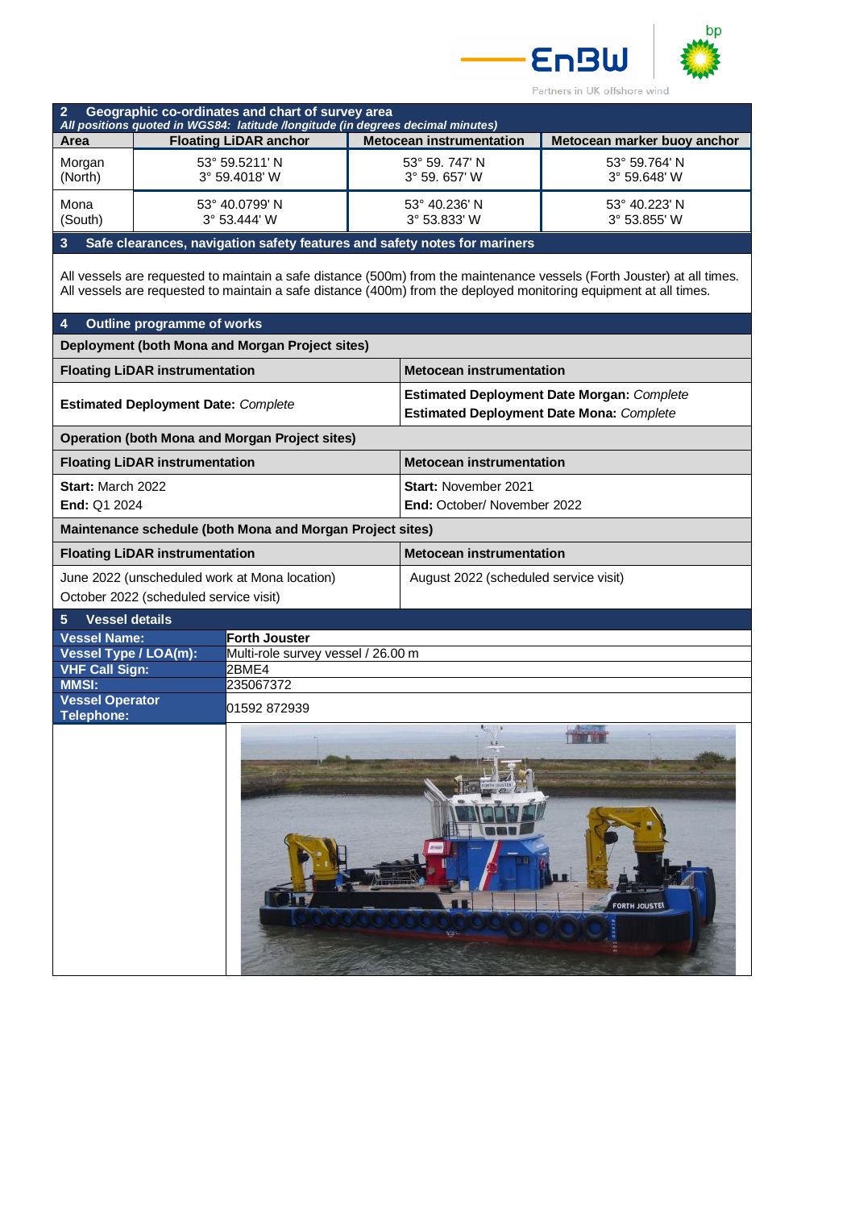## 2 Geographic co-ordinates and chart of survey area

*All positions quoted in WGS84: latitude /longitude (in degrees decimal minutes)*

| Area | Floating LiDAR anchor | Metocean instrumentation | Metocean marker buoy anchor |
|---|---|---|---|
| Morgan (North) | 53° 59.5211' N<br>3° 59.4018' W | 53° 59. 747' N<br>3° 59. 657' W | 53° 59.764' N<br>3° 59.648' W |
| Mona (South) | 53° 40.0799' N<br>3° 53.444' W | 53° 40.236' N<br>3° 53.833' W | 53° 40.223' N<br>3° 53.855' W |

## 3 Safe clearances, navigation safety features and safety notes for mariners

All vessels are requested to maintain a safe distance (500m) from the maintenance vessels (Forth Jouster) at all times. All vessels are requested to maintain a safe distance (400m) from the deployed monitoring equipment at all times.

## 4 Outline programme of works

**Deployment (both Mona and Morgan Project sites)**

| Floating LiDAR instrumentation | Metocean instrumentation |
|---|---|
| **Estimated Deployment Date:** *Complete* | **Estimated Deployment Date Morgan:** *Complete*<br>**Estimated Deployment Date Mona:** *Complete* |

**Operation (both Mona and Morgan Project sites)**

| Floating LiDAR instrumentation | Metocean instrumentation |
|---|---|
| **Start:** March 2022<br>**End:** Q1 2024 | **Start:** November 2021<br>**End:** October/ November 2022 |

**Maintenance schedule (both Mona and Morgan Project sites)**

| Floating LiDAR instrumentation | Metocean instrumentation |
|---|---|
| June 2022 (unscheduled work at Mona location)<br>October 2022 (scheduled service visit) | August 2022 (scheduled service visit) |

## 5 Vessel details

| | |
|---|---|
| **Vessel Name:** | **Forth Jouster** |
| **Vessel Type / LOA(m):** | Multi-role survey vessel / 26.00 m |
| **VHF Call Sign:** | 2BME4 |
| **MMSI:** | 235067372 |
| **Vessel Operator Telephone:** | 01592 872939 |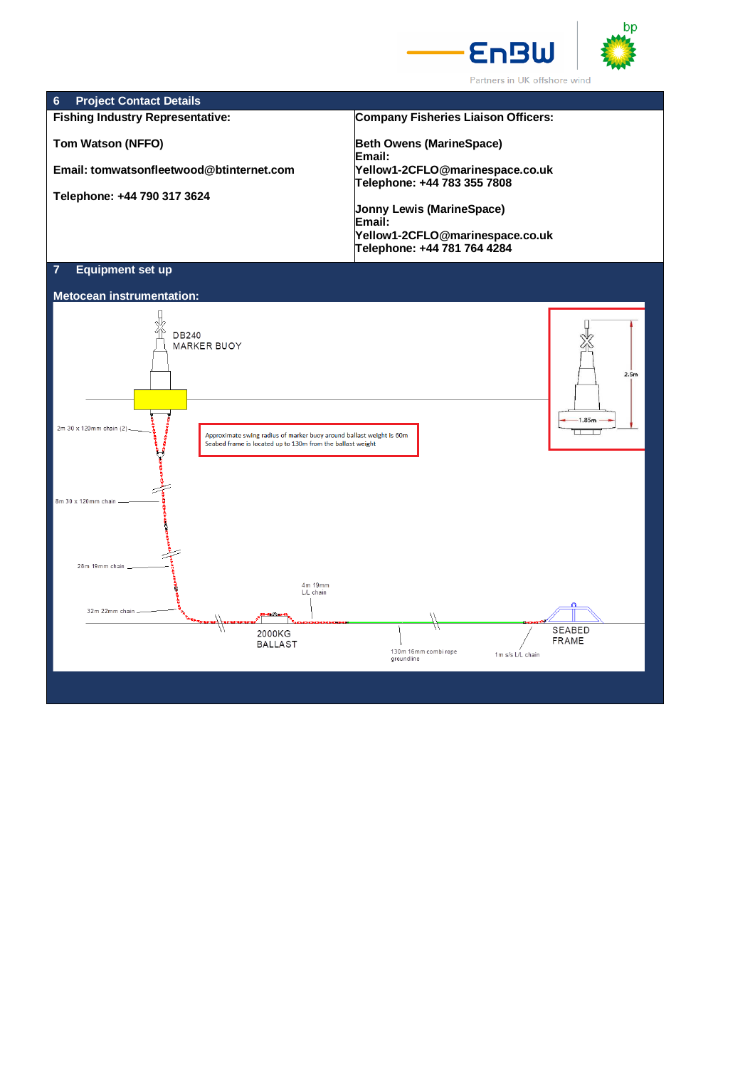## 6 Project Contact Details

| Fishing Industry Representative: | Company Fisheries Liaison Officers: |
|---|---|
| **Tom Watson (NFFO)**<br><br>**Email: tomwatsonfleetwood@btinternet.com**<br><br>**Telephone: +44 790 317 3624** | **Beth Owens (MarineSpace)**<br>**Email:**<br>**Yellow1-2CFLO@marinespace.co.uk**<br>**Telephone: +44 783 355 7808**<br><br>**Jonny Lewis (MarineSpace)**<br>**Email:**<br>**Yellow1-2CFLO@marinespace.co.uk**<br>**Telephone: +44 781 764 4284** |

## 7 Equipment set up

**Metocean instrumentation:**

DB240
MARKER BUOY

2.5m

1.85m

2m 30 x 120mm chain (2)

Approximate swing radius of marker buoy around ballast weight is 60m
Seabed frame is located up to 130m from the ballast weight

8m 30 x 120mm chain

28m 19mm chain

4m 19mm
L/L chain

32m 22mm chain

2000KG
BALLAST

130m 16mm combi rope
groundline

1m s/s L/L chain

SEABED
FRAME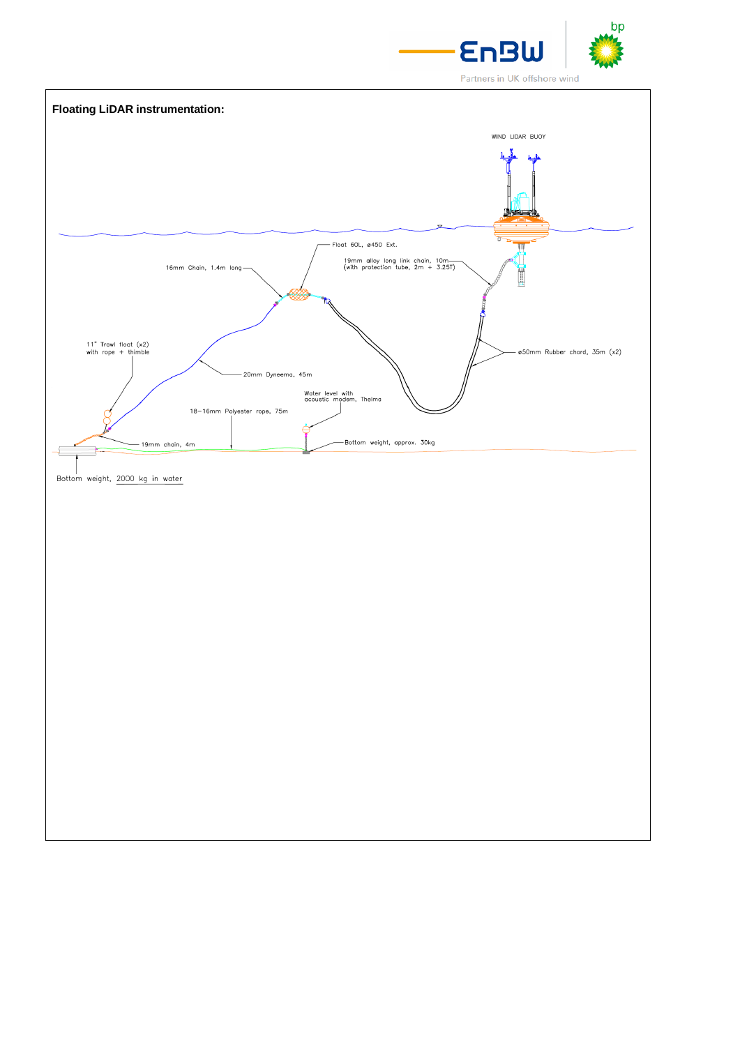**Floating LiDAR instrumentation:**

WIND LIDAR BUOY

Float 60L, ø450 Ext.

19mm alloy long link chain, 10m
(with protection tube, 2m + 3.25T)

16mm Chain, 1.4m long

11" Trawl float (x2)
with rope + thimble

ø50mm Rubber chord, 35m (x2)

20mm Dyneema, 45m

Water level with
acoustic modem, Thelma

18-16mm Polyester rope, 75m

19mm chain, 4m

Bottom weight, approx. 30kg

Bottom weight, 2000 kg in water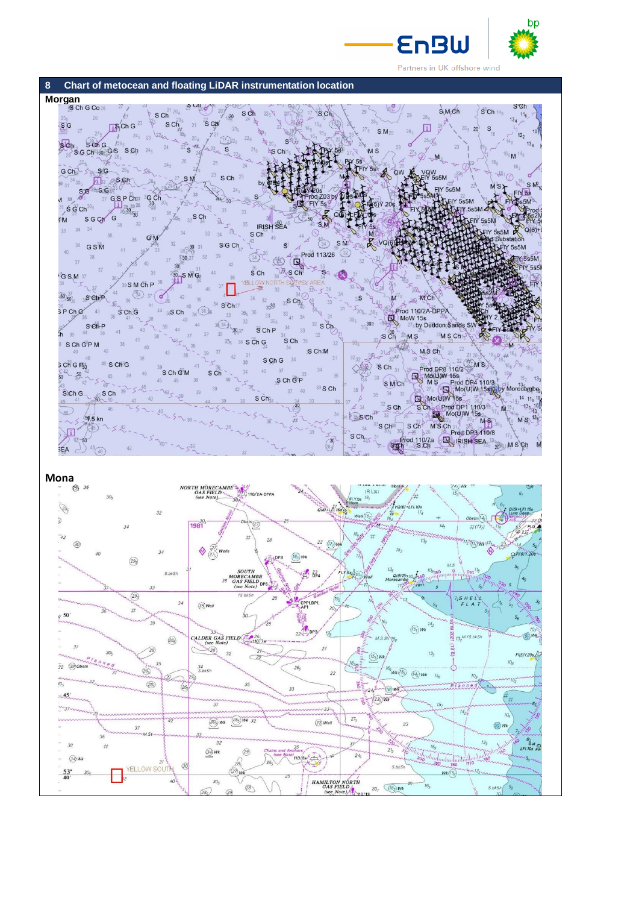## 8 Chart of metocean and floating LiDAR instrumentation location

**Morgan**

YELLOW NORTH SURVEY AREA

**Mona**

YELLOW SOUTH